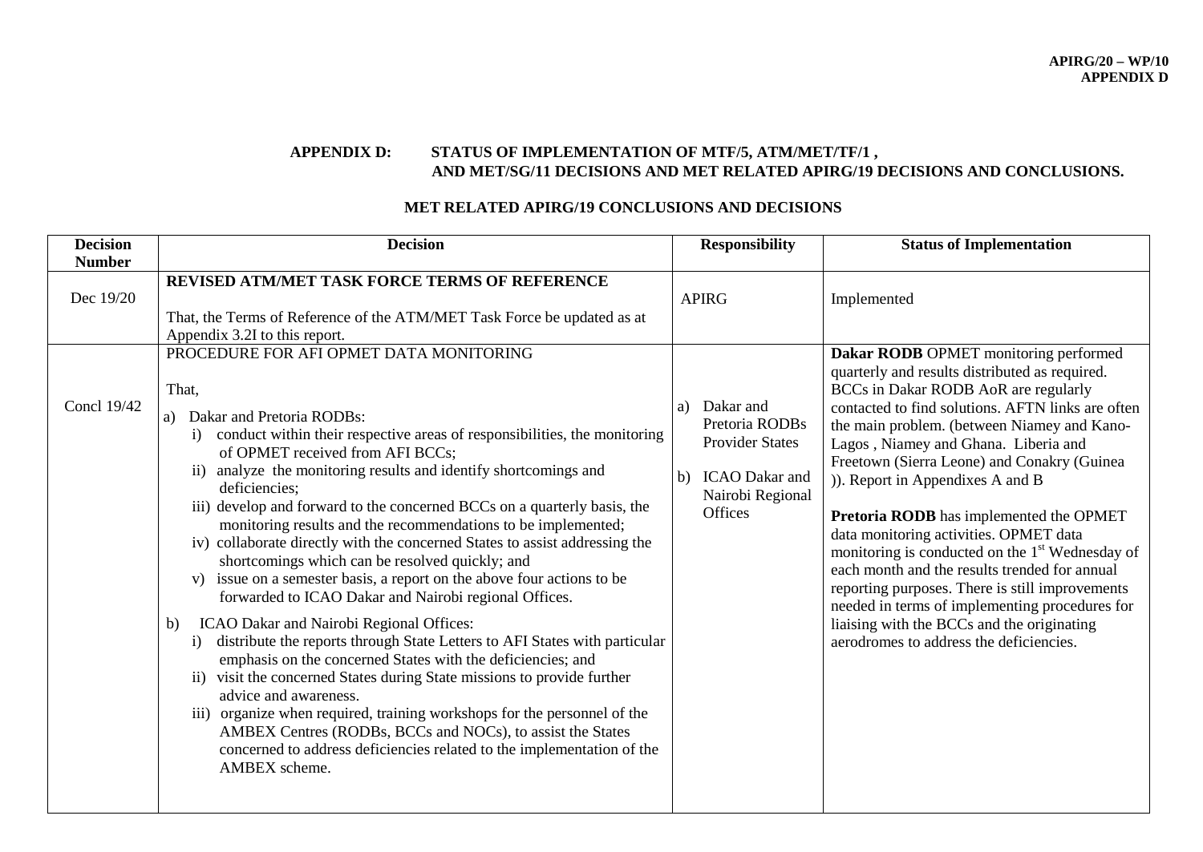**APPENDIX D: STATUS OF IMPLEMENTATION OF MTF/5, ATM/MET/TF/1 , AND MET/SG/11 DECISIONS AND MET RELATED APIRG/19 DECISIONS AND CONCLUSIONS.**

**MET RELATED APIRG/19 CONCLUSIONS AND DECISIONS**

| Decision Number | Decision | Responsibility | Status of Implementation |
|---|---|---|---|
| Dec 19/20 | **REVISED ATM/MET TASK FORCE TERMS OF REFERENCE**<br><br>That, the Terms of Reference of the ATM/MET Task Force be updated as at Appendix 3.2I to this report. | APIRG | Implemented |
| Concl 19/42 | PROCEDURE FOR AFI OPMET DATA MONITORING<br><br>That,<br><br>a) Dakar and Pretoria RODBs:<br>i) conduct within their respective areas of responsibilities, the monitoring of OPMET received from AFI BCCs;<br>ii) analyze the monitoring results and identify shortcomings and deficiencies;<br>iii) develop and forward to the concerned BCCs on a quarterly basis, the monitoring results and the recommendations to be implemented;<br>iv) collaborate directly with the concerned States to assist addressing the shortcomings which can be resolved quickly; and<br>v) issue on a semester basis, a report on the above four actions to be forwarded to ICAO Dakar and Nairobi regional Offices.<br><br>b) ICAO Dakar and Nairobi Regional Offices:<br>i) distribute the reports through State Letters to AFI States with particular emphasis on the concerned States with the deficiencies; and<br>ii) visit the concerned States during State missions to provide further advice and awareness.<br>iii) organize when required, training workshops for the personnel of the AMBEX Centres (RODBs, BCCs and NOCs), to assist the States concerned to address deficiencies related to the implementation of the AMBEX scheme. | a) Dakar and Pretoria RODBs Provider States<br><br>b) ICAO Dakar and Nairobi Regional Offices | **Dakar RODB** OPMET monitoring performed quarterly and results distributed as required. BCCs in Dakar RODB AoR are regularly contacted to find solutions. AFTN links are often the main problem. (between Niamey and Kano-Lagos , Niamey and Ghana. Liberia and Freetown (Sierra Leone) and Conakry (Guinea )). Report in Appendixes A and B<br><br>**Pretoria RODB** has implemented the OPMET data monitoring activities. OPMET data monitoring is conducted on the 1st Wednesday of each month and the results trended for annual reporting purposes. There is still improvements needed in terms of implementing procedures for liaising with the BCCs and the originating aerodromes to address the deficiencies. |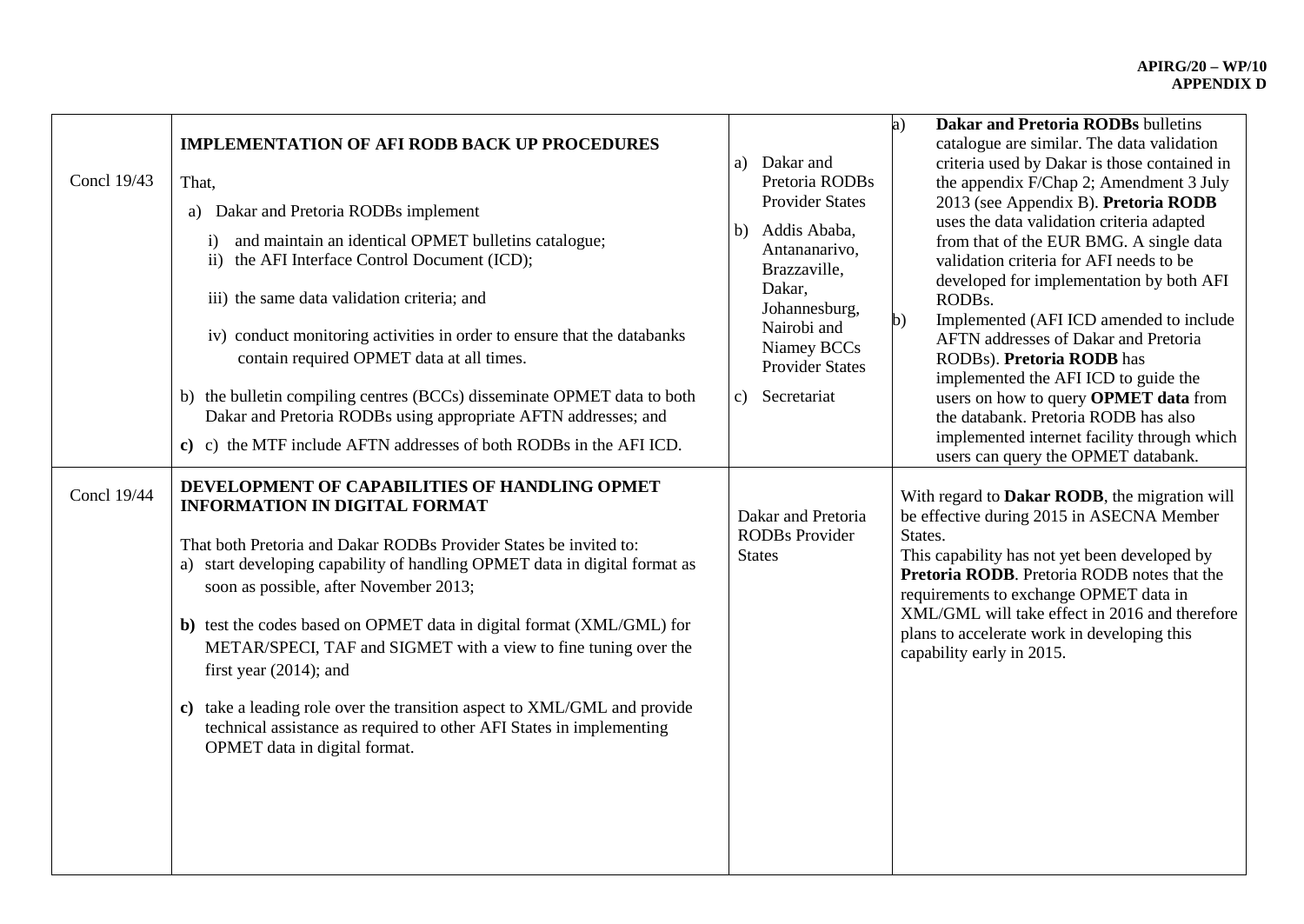| | | | |
|---|---|---|---|
| Concl 19/43 | **IMPLEMENTATION OF AFI RODB BACK UP PROCEDURES**<br><br>That,<br>a) Dakar and Pretoria RODBs implement<br>i) and maintain an identical OPMET bulletins catalogue;<br>ii) the AFI Interface Control Document (ICD);<br>iii) the same data validation criteria; and<br>iv) conduct monitoring activities in order to ensure that the databanks contain required OPMET data at all times.<br>b) the bulletin compiling centres (BCCs) disseminate OPMET data to both Dakar and Pretoria RODBs using appropriate AFTN addresses; and<br>**c)** c) the MTF include AFTN addresses of both RODBs in the AFI ICD. | a) Dakar and Pretoria RODBs Provider States<br>b) Addis Ababa, Antananarivo, Brazzaville, Dakar, Johannesburg, Nairobi and Niamey BCCs Provider States<br>c) Secretariat | a) **Dakar and Pretoria RODBs** bulletins catalogue are similar. The data validation criteria used by Dakar is those contained in the appendix F/Chap 2; Amendment 3 July 2013 (see Appendix B). **Pretoria RODB** uses the data validation criteria adapted from that of the EUR BMG. A single data validation criteria for AFI needs to be developed for implementation by both AFI RODBs.<br>b) Implemented (AFI ICD amended to include AFTN addresses of Dakar and Pretoria RODBs). **Pretoria RODB** has implemented the AFI ICD to guide the users on how to query **OPMET data** from the databank. Pretoria RODB has also implemented internet facility through which users can query the OPMET databank. |
| Concl 19/44 | **DEVELOPMENT OF CAPABILITIES OF HANDLING OPMET INFORMATION IN DIGITAL FORMAT**<br><br>That both Pretoria and Dakar RODBs Provider States be invited to:<br>a) start developing capability of handling OPMET data in digital format as soon as possible, after November 2013;<br>**b)** test the codes based on OPMET data in digital format (XML/GML) for METAR/SPECI, TAF and SIGMET with a view to fine tuning over the first year (2014); and<br>**c)** take a leading role over the transition aspect to XML/GML and provide technical assistance as required to other AFI States in implementing OPMET data in digital format. | Dakar and Pretoria RODBs Provider States | With regard to **Dakar RODB**, the migration will be effective during 2015 in ASECNA Member States.<br>This capability has not yet been developed by **Pretoria RODB**. Pretoria RODB notes that the requirements to exchange OPMET data in XML/GML will take effect in 2016 and therefore plans to accelerate work in developing this capability early in 2015. |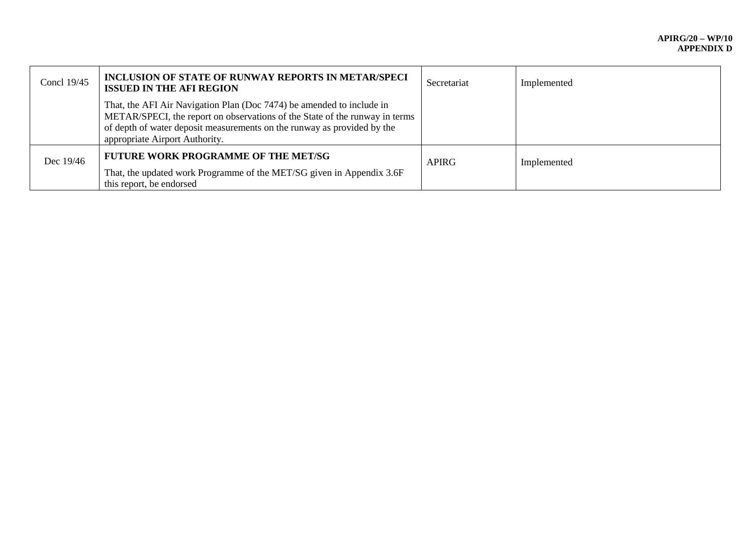| | | | |
|---|---|---|---|
| Concl 19/45 | **INCLUSION OF STATE OF RUNWAY REPORTS IN METAR/SPECI ISSUED IN THE AFI REGION**<br><br>That, the AFI Air Navigation Plan (Doc 7474) be amended to include in METAR/SPECI, the report on observations of the State of the runway in terms of depth of water deposit measurements on the runway as provided by the appropriate Airport Authority. | Secretariat | Implemented |
| Dec 19/46 | **FUTURE WORK PROGRAMME OF THE MET/SG**<br><br>That, the updated work Programme of the MET/SG given in Appendix 3.6F this report, be endorsed | APIRG | Implemented |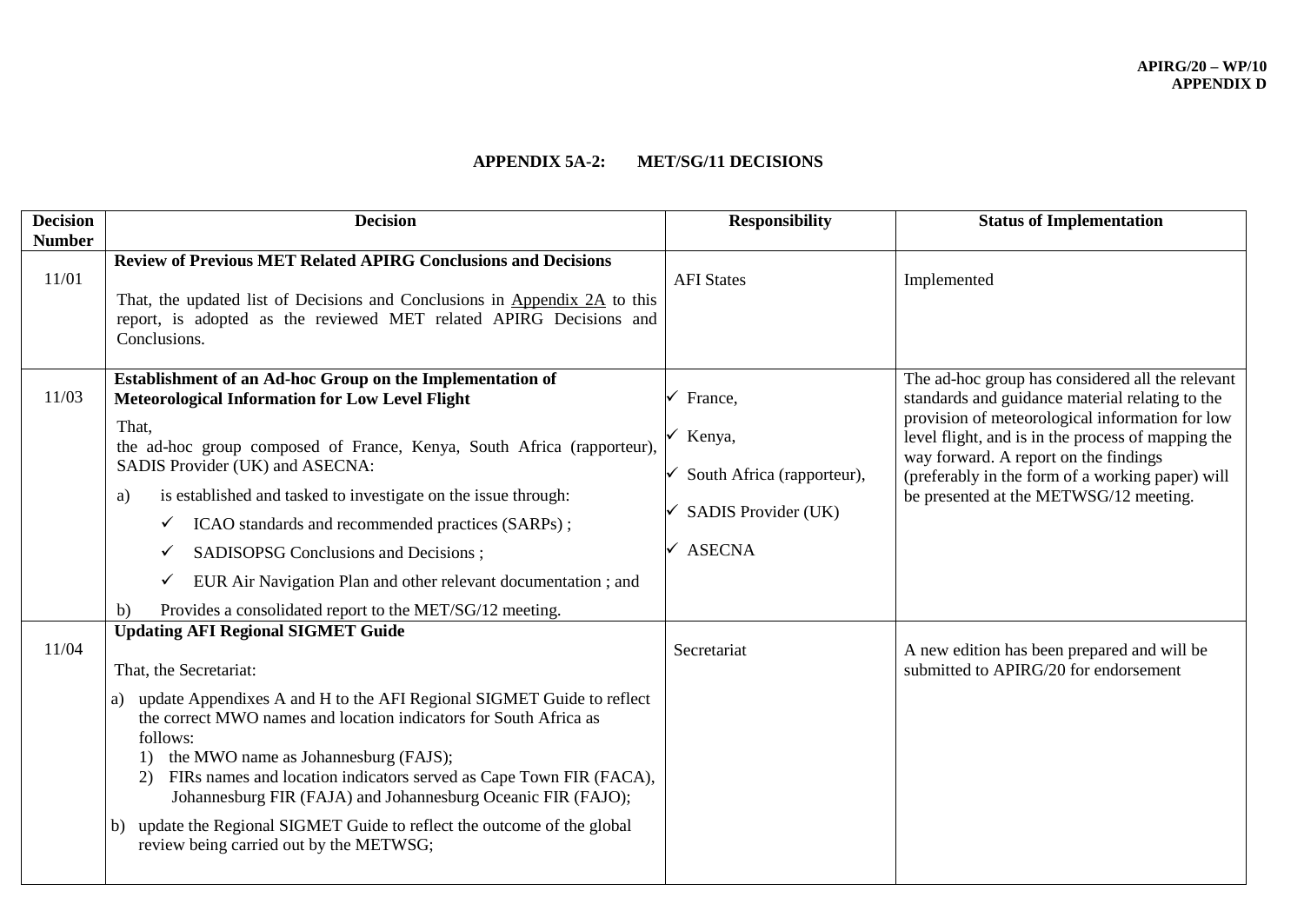## APPENDIX 5A-2: MET/SG/11 DECISIONS

| Decision Number | Decision | Responsibility | Status of Implementation |
|---|---|---|---|
| 11/01 | **Review of Previous MET Related APIRG Conclusions and Decisions**<br><br>That, the updated list of Decisions and Conclusions in Appendix 2A to this report, is adopted as the reviewed MET related APIRG Decisions and Conclusions. | AFI States | Implemented |
| 11/03 | **Establishment of an Ad-hoc Group on the Implementation of Meteorological Information for Low Level Flight**<br><br>That,<br>the ad-hoc group composed of France, Kenya, South Africa (rapporteur), SADIS Provider (UK) and ASECNA:<br>a) is established and tasked to investigate on the issue through:<br>✓ ICAO standards and recommended practices (SARPs) ;<br>✓ SADISOPSG Conclusions and Decisions ;<br>✓ EUR Air Navigation Plan and other relevant documentation ; and<br>b) Provides a consolidated report to the MET/SG/12 meeting. | ✓ France,<br>✓ Kenya,<br>✓ South Africa (rapporteur),<br>✓ SADIS Provider (UK)<br>✓ ASECNA | The ad-hoc group has considered all the relevant standards and guidance material relating to the provision of meteorological information for low level flight, and is in the process of mapping the way forward. A report on the findings (preferably in the form of a working paper) will be presented at the METWSG/12 meeting. |
| 11/04 | **Updating AFI Regional SIGMET Guide**<br><br>That, the Secretariat:<br>a) update Appendixes A and H to the AFI Regional SIGMET Guide to reflect the correct MWO names and location indicators for South Africa as follows:<br>1) the MWO name as Johannesburg (FAJS);<br>2) FIRs names and location indicators served as Cape Town FIR (FACA), Johannesburg FIR (FAJA) and Johannesburg Oceanic FIR (FAJO);<br>b) update the Regional SIGMET Guide to reflect the outcome of the global review being carried out by the METWSG; | Secretariat | A new edition has been prepared and will be submitted to APIRG/20 for endorsement |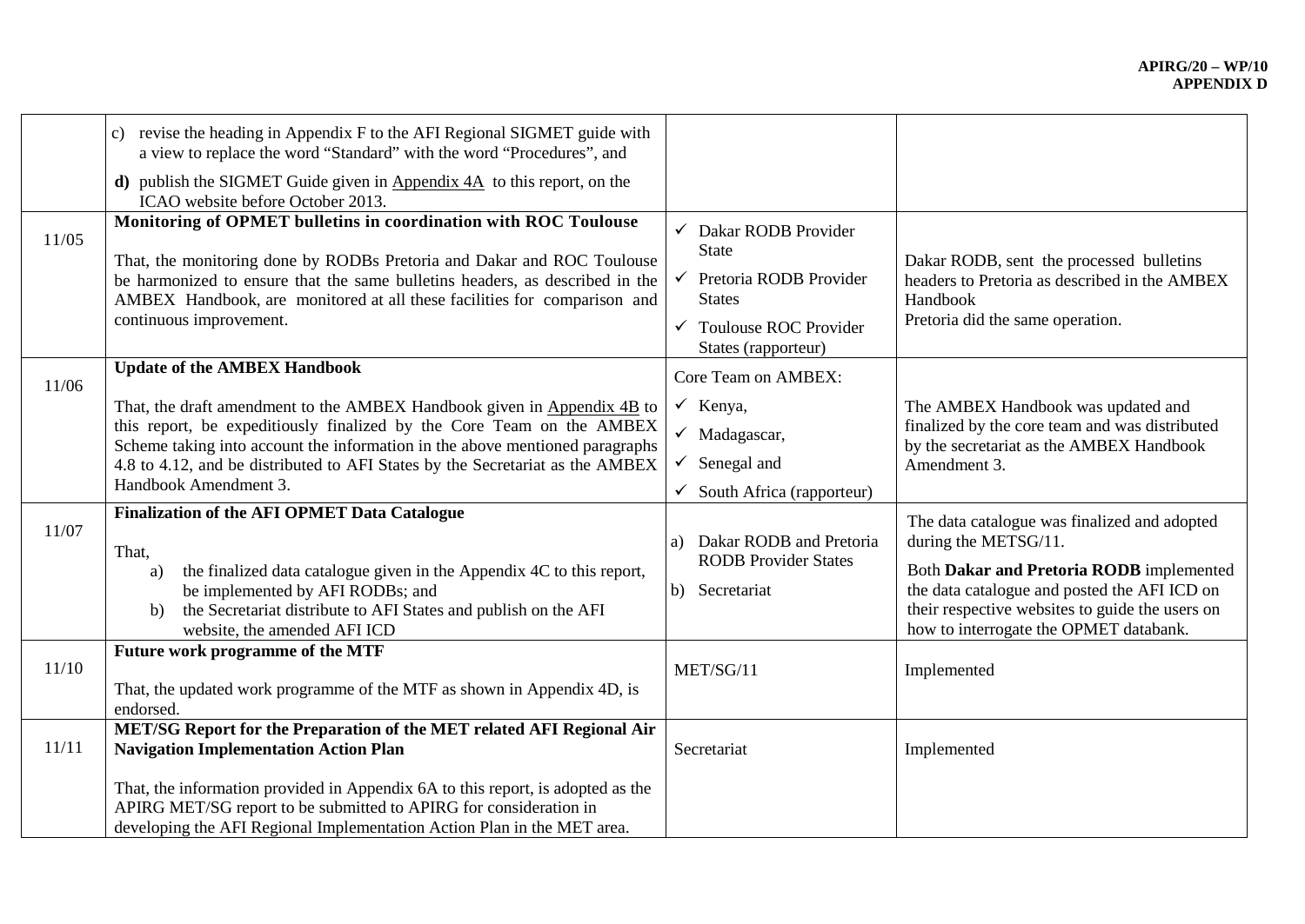| | | | |
|---|---|---|---|
| | c) revise the heading in Appendix F to the AFI Regional SIGMET guide with a view to replace the word "Standard" with the word "Procedures", and<br><br>**d)** publish the SIGMET Guide given in Appendix 4A to this report, on the ICAO website before October 2013. | | |
| 11/05 | **Monitoring of OPMET bulletins in coordination with ROC Toulouse**<br><br>That, the monitoring done by RODBs Pretoria and Dakar and ROC Toulouse be harmonized to ensure that the same bulletins headers, as described in the AMBEX Handbook, are monitored at all these facilities for comparison and continuous improvement. | ✓ Dakar RODB Provider State<br>✓ Pretoria RODB Provider States<br>✓ Toulouse ROC Provider States (rapporteur) | Dakar RODB, sent the processed bulletins headers to Pretoria as described in the AMBEX Handbook<br>Pretoria did the same operation. |
| 11/06 | **Update of the AMBEX Handbook**<br><br>That, the draft amendment to the AMBEX Handbook given in Appendix 4B to this report, be expeditiously finalized by the Core Team on the AMBEX Scheme taking into account the information in the above mentioned paragraphs 4.8 to 4.12, and be distributed to AFI States by the Secretariat as the AMBEX Handbook Amendment 3. | Core Team on AMBEX:<br>✓ Kenya,<br>✓ Madagascar,<br>✓ Senegal and<br>✓ South Africa (rapporteur) | The AMBEX Handbook was updated and finalized by the core team and was distributed by the secretariat as the AMBEX Handbook Amendment 3. |
| 11/07 | **Finalization of the AFI OPMET Data Catalogue**<br><br>That,<br>a) the finalized data catalogue given in the Appendix 4C to this report, be implemented by AFI RODBs; and<br>b) the Secretariat distribute to AFI States and publish on the AFI website, the amended AFI ICD | a) Dakar RODB and Pretoria RODB Provider States<br>b) Secretariat | The data catalogue was finalized and adopted during the METSG/11.<br><br>Both **Dakar and Pretoria RODB** implemented the data catalogue and posted the AFI ICD on their respective websites to guide the users on how to interrogate the OPMET databank. |
| 11/10 | **Future work programme of the MTF**<br><br>That, the updated work programme of the MTF as shown in Appendix 4D, is endorsed. | MET/SG/11 | Implemented |
| 11/11 | **MET/SG Report for the Preparation of the MET related AFI Regional Air Navigation Implementation Action Plan**<br><br>That, the information provided in Appendix 6A to this report, is adopted as the APIRG MET/SG report to be submitted to APIRG for consideration in developing the AFI Regional Implementation Action Plan in the MET area. | Secretariat | Implemented |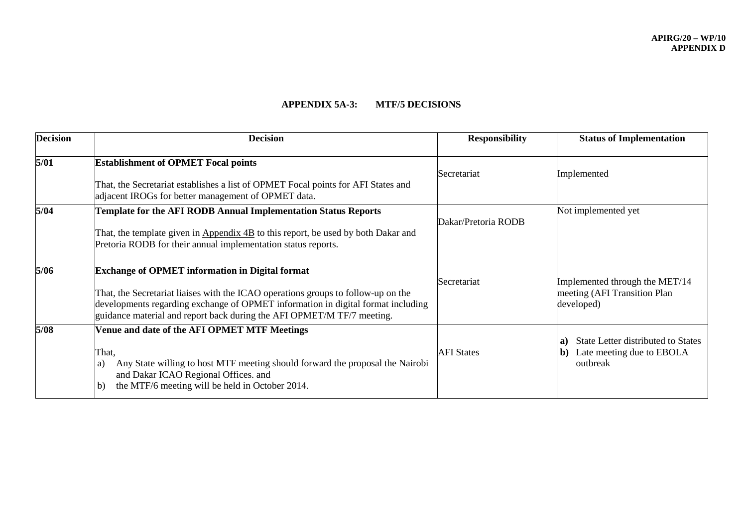## APPENDIX 5A-3: MTF/5 DECISIONS

| Decision | Decision | Responsibility | Status of Implementation |
|---|---|---|---|
| **5/01** | **Establishment of OPMET Focal points**<br><br>That, the Secretariat establishes a list of OPMET Focal points for AFI States and adjacent IROGs for better management of OPMET data. | Secretariat | Implemented |
| **5/04** | **Template for the AFI RODB Annual Implementation Status Reports**<br><br>That, the template given in Appendix 4B to this report, be used by both Dakar and Pretoria RODB for their annual implementation status reports. | Dakar/Pretoria RODB | Not implemented yet |
| **5/06** | **Exchange of OPMET information in Digital format**<br><br>That, the Secretariat liaises with the ICAO operations groups to follow-up on the developments regarding exchange of OPMET information in digital format including guidance material and report back during the AFI OPMET/M TF/7 meeting. | Secretariat | Implemented through the MET/14 meeting (AFI Transition Plan developed) |
| **5/08** | **Venue and date of the AFI OPMET MTF Meetings**<br><br>That,<br>a) Any State willing to host MTF meeting should forward the proposal the Nairobi and Dakar ICAO Regional Offices. and<br>b) the MTF/6 meeting will be held in October 2014. | AFI States | **a)** State Letter distributed to States<br>**b)** Late meeting due to EBOLA outbreak |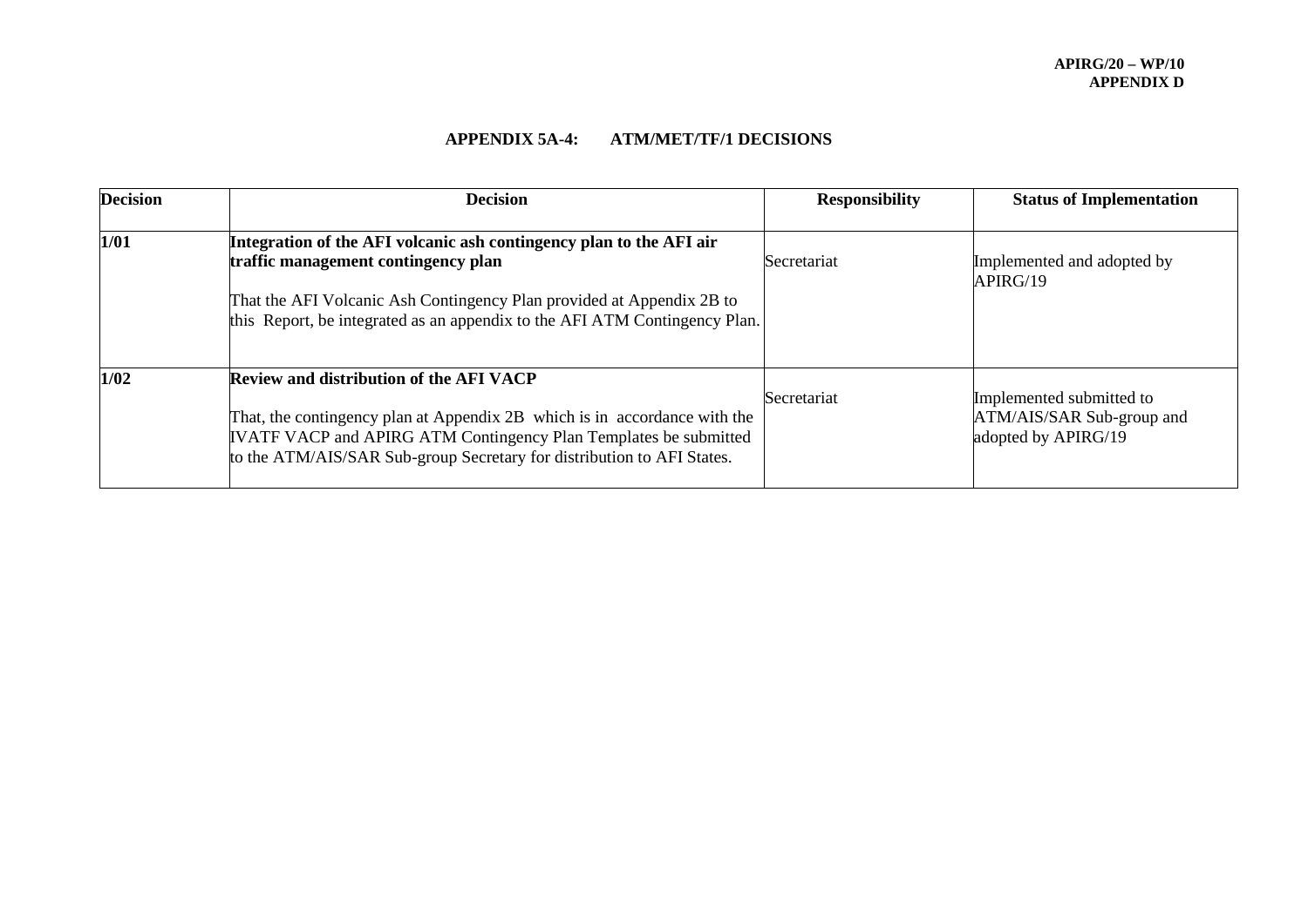**APIRG/20 – WP/10**
**APPENDIX D**

## APPENDIX 5A-4: ATM/MET/TF/1 DECISIONS

| Decision | Decision | Responsibility | Status of Implementation |
|---|---|---|---|
| **1/01** | **Integration of the AFI volcanic ash contingency plan to the AFI air traffic management contingency plan**<br><br>That the AFI Volcanic Ash Contingency Plan provided at Appendix 2B to this Report, be integrated as an appendix to the AFI ATM Contingency Plan. | Secretariat | Implemented and adopted by APIRG/19 |
| **1/02** | **Review and distribution of the AFI VACP**<br><br>That, the contingency plan at Appendix 2B which is in accordance with the IVATF VACP and APIRG ATM Contingency Plan Templates be submitted to the ATM/AIS/SAR Sub-group Secretary for distribution to AFI States. | Secretariat | Implemented submitted to ATM/AIS/SAR Sub-group and adopted by APIRG/19 |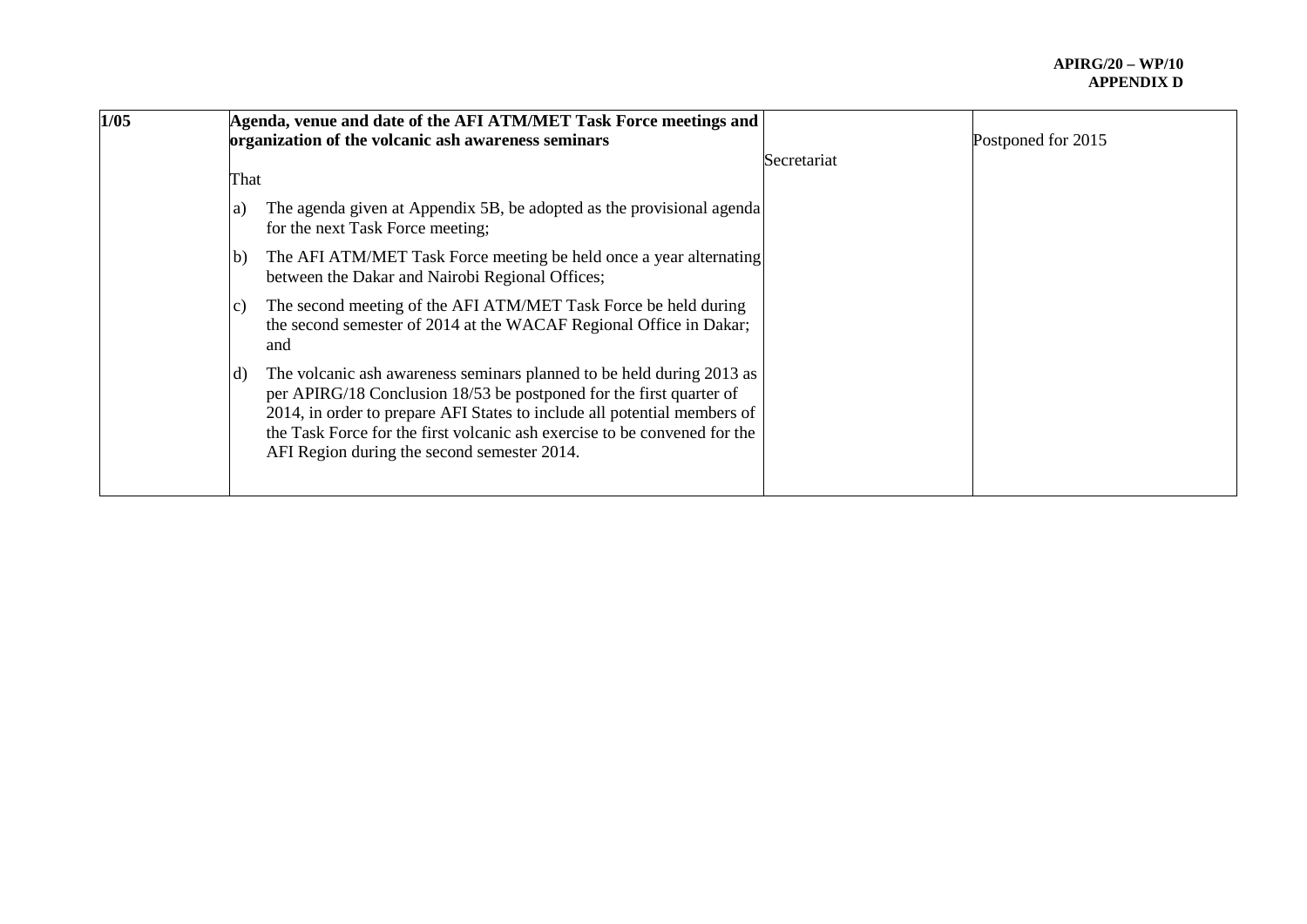| | | | |
|---|---|---|---|
| **1/05** | **Agenda, venue and date of the AFI ATM/MET Task Force meetings and organization of the volcanic ash awareness seminars**<br><br>That<br><br>a) The agenda given at Appendix 5B, be adopted as the provisional agenda for the next Task Force meeting;<br><br>b) The AFI ATM/MET Task Force meeting be held once a year alternating between the Dakar and Nairobi Regional Offices;<br><br>c) The second meeting of the AFI ATM/MET Task Force be held during the second semester of 2014 at the WACAF Regional Office in Dakar; and<br><br>d) The volcanic ash awareness seminars planned to be held during 2013 as per APIRG/18 Conclusion 18/53 be postponed for the first quarter of 2014, in order to prepare AFI States to include all potential members of the Task Force for the first volcanic ash exercise to be convened for the AFI Region during the second semester 2014. | Secretariat | Postponed for 2015 |